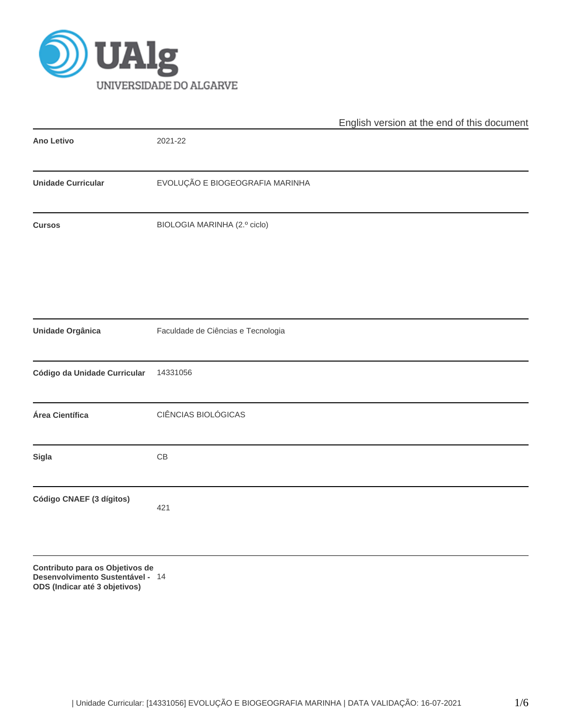English version at the end of this document

| | |
|---|---|
| **Ano Letivo** | 2021-22 |
| **Unidade Curricular** | EVOLUÇÃO E BIOGEOGRAFIA MARINHA |
| **Cursos** | BIOLOGIA MARINHA (2.º ciclo) |
| **Unidade Orgânica** | Faculdade de Ciências e Tecnologia |
| **Código da Unidade Curricular** | 14331056 |
| **Área Científica** | CIÊNCIAS BIOLÓGICAS |
| **Sigla** | CB |
| **Código CNAEF (3 dígitos)** | 421 |
| **Contributo para os Objetivos de Desenvolvimento Sustentável - ODS (Indicar até 3 objetivos)** | 14 |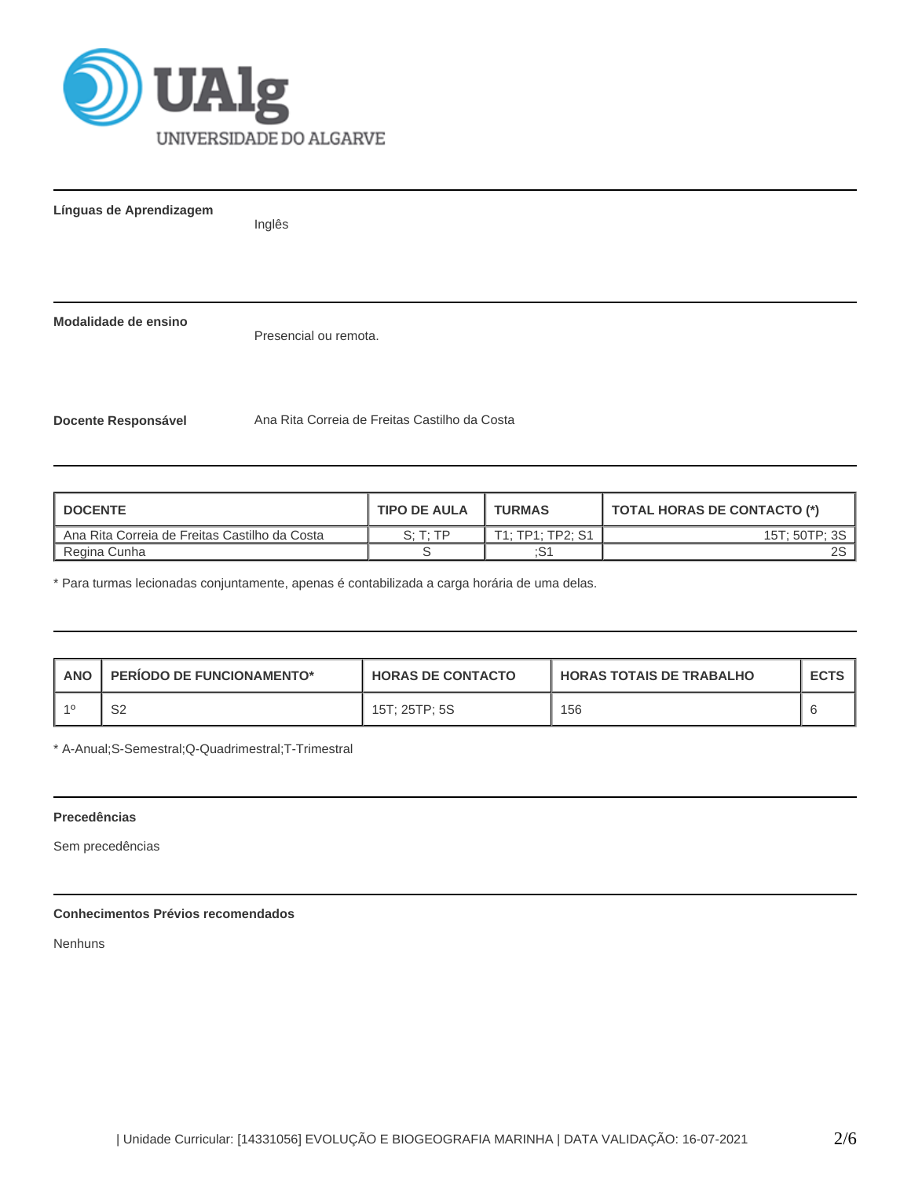**Línguas de Aprendizagem**

Inglês

**Modalidade de ensino**

Presencial ou remota.

**Docente Responsável**

Ana Rita Correia de Freitas Castilho da Costa

| DOCENTE | TIPO DE AULA | TURMAS | TOTAL HORAS DE CONTACTO (*) |
|---|---|---|---|
| Ana Rita Correia de Freitas Castilho da Costa | S; T; TP | T1; TP1; TP2; S1 | 15T; 50TP; 3S |
| Regina Cunha | S | ;S1 | 2S |

* Para turmas lecionadas conjuntamente, apenas é contabilizada a carga horária de uma delas.

| ANO | PERÍODO DE FUNCIONAMENTO* | HORAS DE CONTACTO | HORAS TOTAIS DE TRABALHO | ECTS |
|---|---|---|---|---|
| 1º | S2 | 15T; 25TP; 5S | 156 | 6 |

* A-Anual;S-Semestral;Q-Quadrimestral;T-Trimestral

**Precedências**

Sem precedências

**Conhecimentos Prévios recomendados**

Nenhuns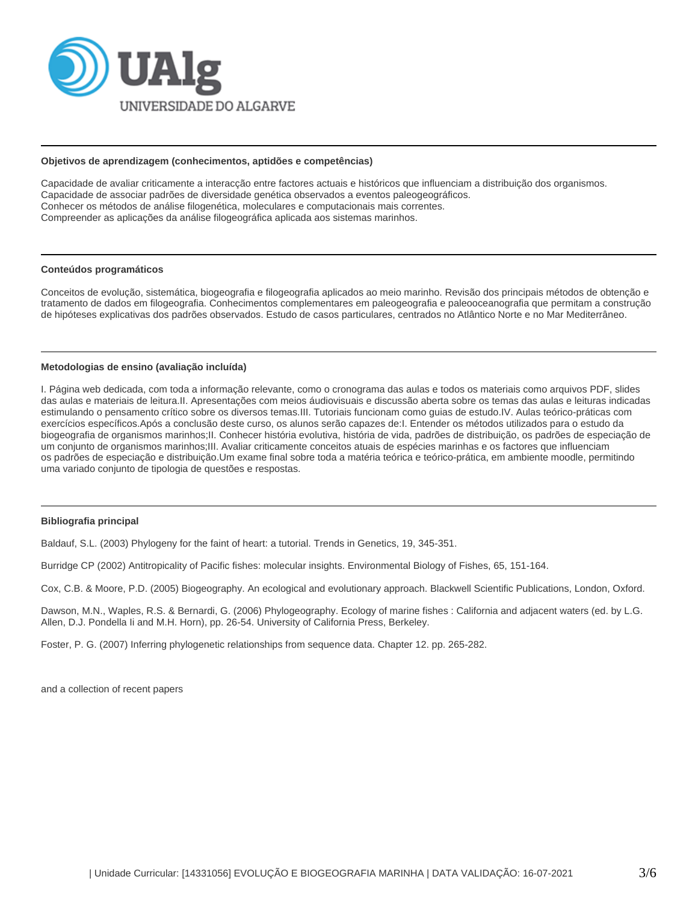#### Objetivos de aprendizagem (conhecimentos, aptidões e competências)

Capacidade de avaliar criticamente a interacção entre factores actuais e históricos que influenciam a distribuição dos organismos.
Capacidade de associar padrões de diversidade genética observados a eventos paleogeográficos.
Conhecer os métodos de análise filogenética, moleculares e computacionais mais correntes.
Compreender as aplicações da análise filogeográfica aplicada aos sistemas marinhos.

#### Conteúdos programáticos

Conceitos de evolução, sistemática, biogeografia e filogeografia aplicados ao meio marinho. Revisão dos principais métodos de obtenção e tratamento de dados em filogeografia. Conhecimentos complementares em paleogeografia e paleooceanografia que permitam a construção de hipóteses explicativas dos padrões observados. Estudo de casos particulares, centrados no Atlântico Norte e no Mar Mediterrâneo.

#### Metodologias de ensino (avaliação incluída)

I. Página web dedicada, com toda a informação relevante, como o cronograma das aulas e todos os materiais como arquivos PDF, slides das aulas e materiais de leitura.II. Apresentações com meios áudiovisuais e discussão aberta sobre os temas das aulas e leituras indicadas estimulando o pensamento crítico sobre os diversos temas.III. Tutoriais funcionam como guias de estudo.IV. Aulas teórico-práticas com exercícios específicos.Após a conclusão deste curso, os alunos serão capazes de:I. Entender os métodos utilizados para o estudo da biogeografia de organismos marinhos;II. Conhecer história evolutiva, história de vida, padrões de distribuição, os padrões de especiação de um conjunto de organismos marinhos;III. Avaliar criticamente conceitos atuais de espécies marinhas e os factores que influenciam os padrões de especiação e distribuição.Um exame final sobre toda a matéria teórica e teórico-prática, em ambiente moodle, permitindo uma variado conjunto de tipologia de questões e respostas.

#### Bibliografia principal

Baldauf, S.L. (2003) Phylogeny for the faint of heart: a tutorial. Trends in Genetics, 19, 345-351.

Burridge CP (2002) Antitropicality of Pacific fishes: molecular insights. Environmental Biology of Fishes, 65, 151-164.

Cox, C.B. & Moore, P.D. (2005) Biogeography. An ecological and evolutionary approach. Blackwell Scientific Publications, London, Oxford.

Dawson, M.N., Waples, R.S. & Bernardi, G. (2006) Phylogeography. Ecology of marine fishes : California and adjacent waters (ed. by L.G. Allen, D.J. Pondella Ii and M.H. Horn), pp. 26-54. University of California Press, Berkeley.

Foster, P. G. (2007) Inferring phylogenetic relationships from sequence data. Chapter 12. pp. 265-282.

and a collection of recent papers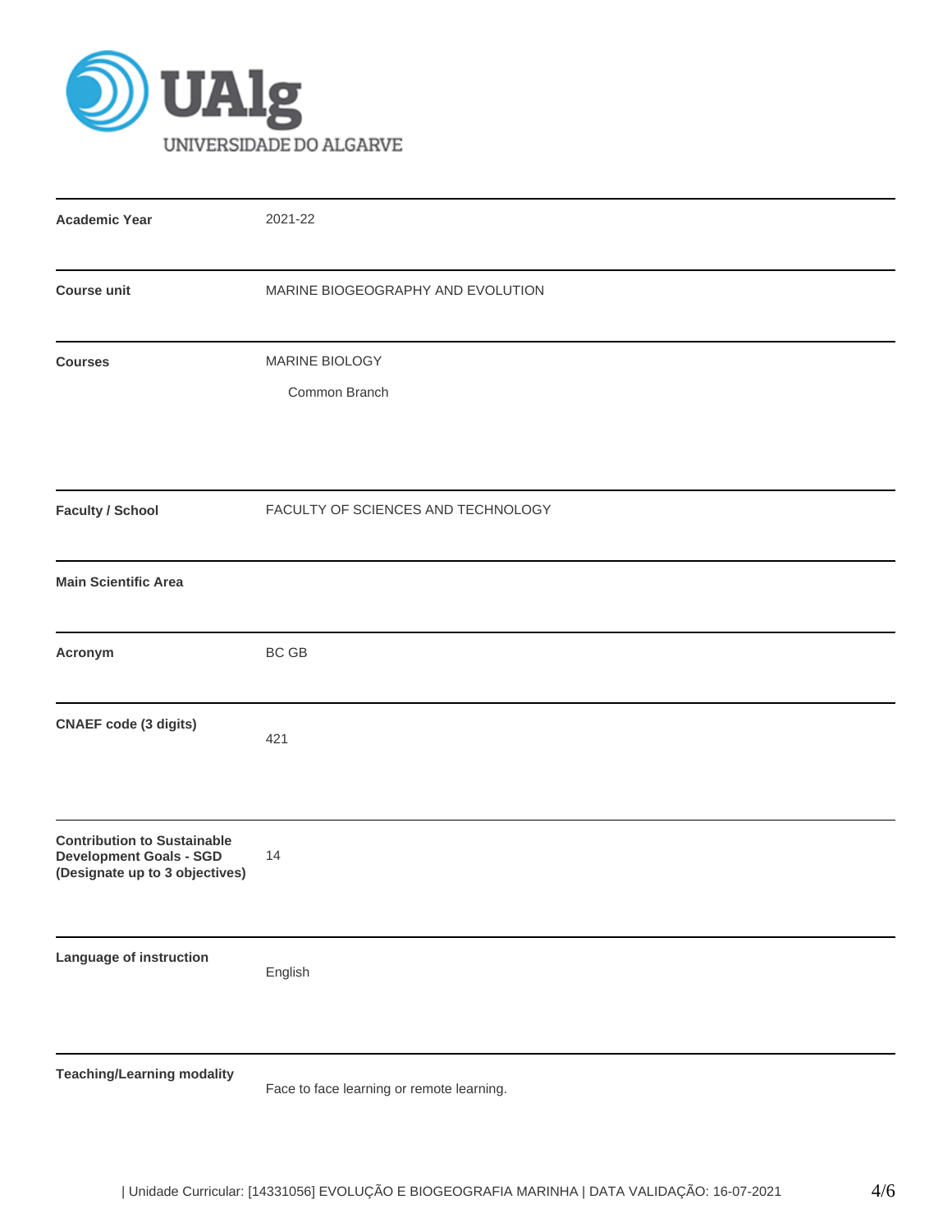| | |
|---|---|
| **Academic Year** | 2021-22 |
| **Course unit** | MARINE BIOGEOGRAPHY AND EVOLUTION |
| **Courses** | MARINE BIOLOGY<br>Common Branch |
| **Faculty / School** | FACULTY OF SCIENCES AND TECHNOLOGY |
| **Main Scientific Area** | |
| **Acronym** | BC GB |
| **CNAEF code (3 digits)** | 421 |
| **Contribution to Sustainable Development Goals - SGD (Designate up to 3 objectives)** | 14 |
| **Language of instruction** | English |
| **Teaching/Learning modality** | Face to face learning or remote learning. |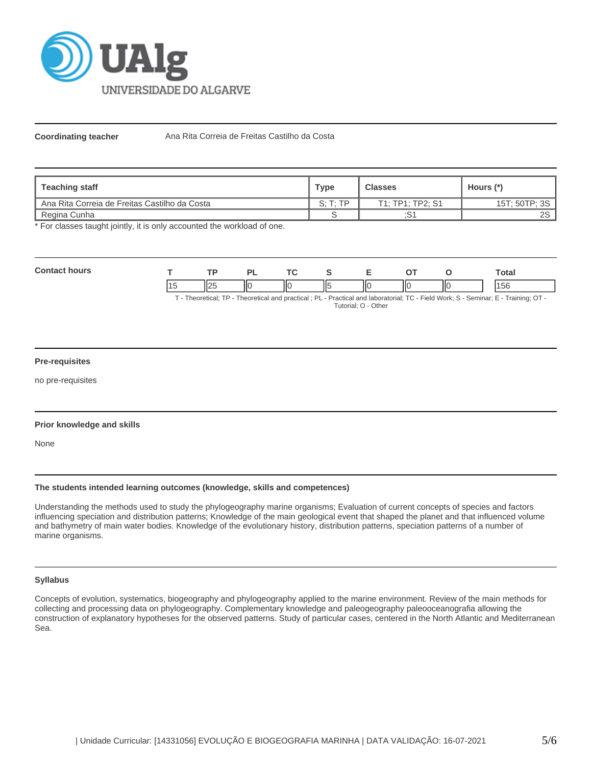**Coordinating teacher** Ana Rita Correia de Freitas Castilho da Costa

| Teaching staff | Type | Classes | Hours (*) |
|---|---|---|---|
| Ana Rita Correia de Freitas Castilho da Costa | S; T; TP | T1; TP1; TP2; S1 | 15T; 50TP; 3S |
| Regina Cunha | S | ;S1 | 2S |

* For classes taught jointly, it is only accounted the workload of one.

**Contact hours**

| T | TP | PL | TC | S | E | OT | O | Total |
|---|---|---|---|---|---|---|---|---|
| 15 | 25 | 0 | 0 | 5 | 0 | 0 | 0 | 156 |

T - Theoretical; TP - Theoretical and practical ; PL - Practical and laboratorial; TC - Field Work; S - Seminar; E - Training; OT - Tutorial; O - Other

**Pre-requisites**

no pre-requisites

**Prior knowledge and skills**

None

**The students intended learning outcomes (knowledge, skills and competences)**

Understanding the methods used to study the phylogeography marine organisms; Evaluation of current concepts of species and factors influencing speciation and distribution patterns; Knowledge of the main geological event that shaped the planet and that influenced volume and bathymetry of main water bodies. Knowledge of the evolutionary history, distribution patterns, speciation patterns of a number of marine organisms.

**Syllabus**

Concepts of evolution, systematics, biogeography and phylogeography applied to the marine environment. Review of the main methods for collecting and processing data on phylogeography. Complementary knowledge and paleogeography paleooceanografia allowing the construction of explanatory hypotheses for the observed patterns. Study of particular cases, centered in the North Atlantic and Mediterranean Sea.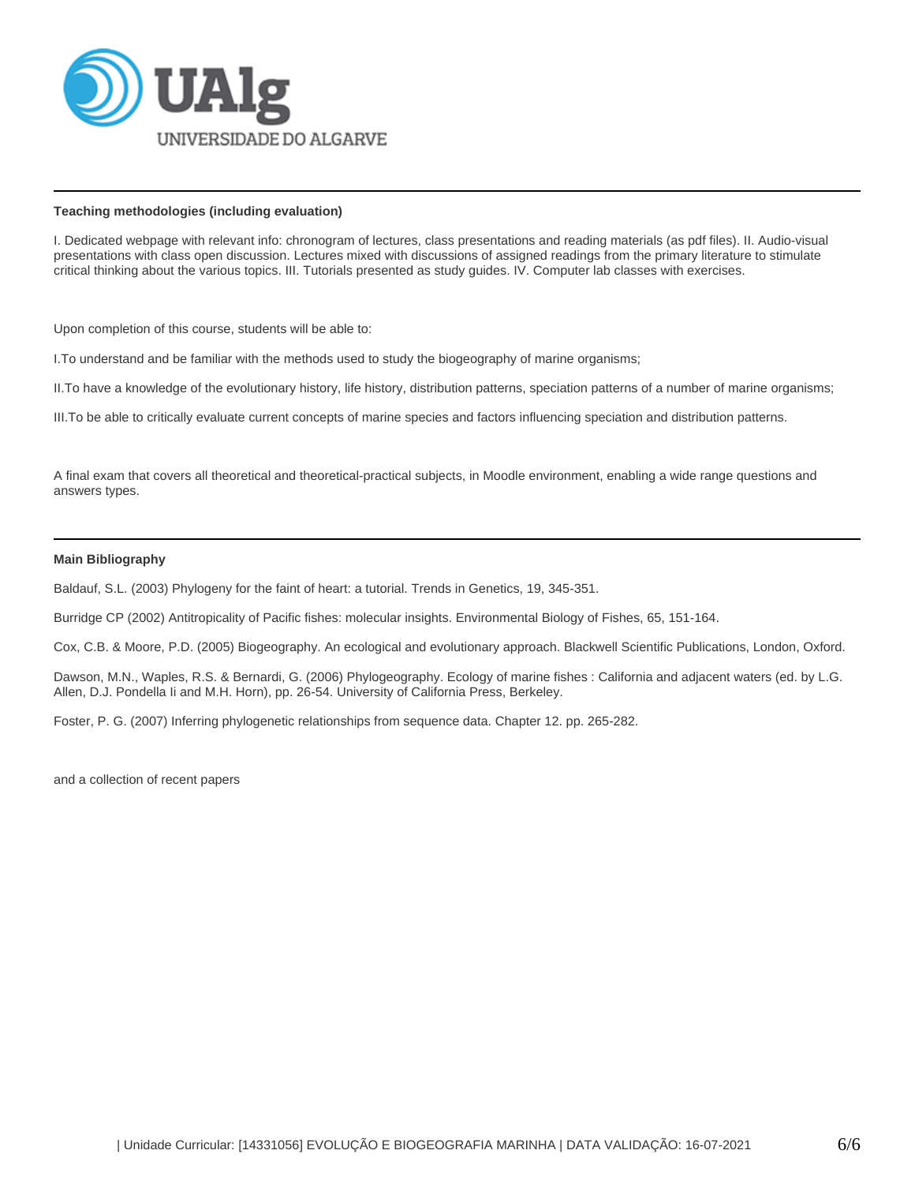**Teaching methodologies (including evaluation)**

I. Dedicated webpage with relevant info: chronogram of lectures, class presentations and reading materials (as pdf files). II. Audio-visual presentations with class open discussion. Lectures mixed with discussions of assigned readings from the primary literature to stimulate critical thinking about the various topics. III. Tutorials presented as study guides. IV. Computer lab classes with exercises.

Upon completion of this course, students will be able to:

I.To understand and be familiar with the methods used to study the biogeography of marine organisms;

II.To have a knowledge of the evolutionary history, life history, distribution patterns, speciation patterns of a number of marine organisms;

III.To be able to critically evaluate current concepts of marine species and factors influencing speciation and distribution patterns.

A final exam that covers all theoretical and theoretical-practical subjects, in Moodle environment, enabling a wide range questions and answers types.

**Main Bibliography**

Baldauf, S.L. (2003) Phylogeny for the faint of heart: a tutorial. Trends in Genetics, 19, 345-351.

Burridge CP (2002) Antitropicality of Pacific fishes: molecular insights. Environmental Biology of Fishes, 65, 151-164.

Cox, C.B. & Moore, P.D. (2005) Biogeography. An ecological and evolutionary approach. Blackwell Scientific Publications, London, Oxford.

Dawson, M.N., Waples, R.S. & Bernardi, G. (2006) Phylogeography. Ecology of marine fishes : California and adjacent waters (ed. by L.G. Allen, D.J. Pondella Ii and M.H. Horn), pp. 26-54. University of California Press, Berkeley.

Foster, P. G. (2007) Inferring phylogenetic relationships from sequence data. Chapter 12. pp. 265-282.

and a collection of recent papers